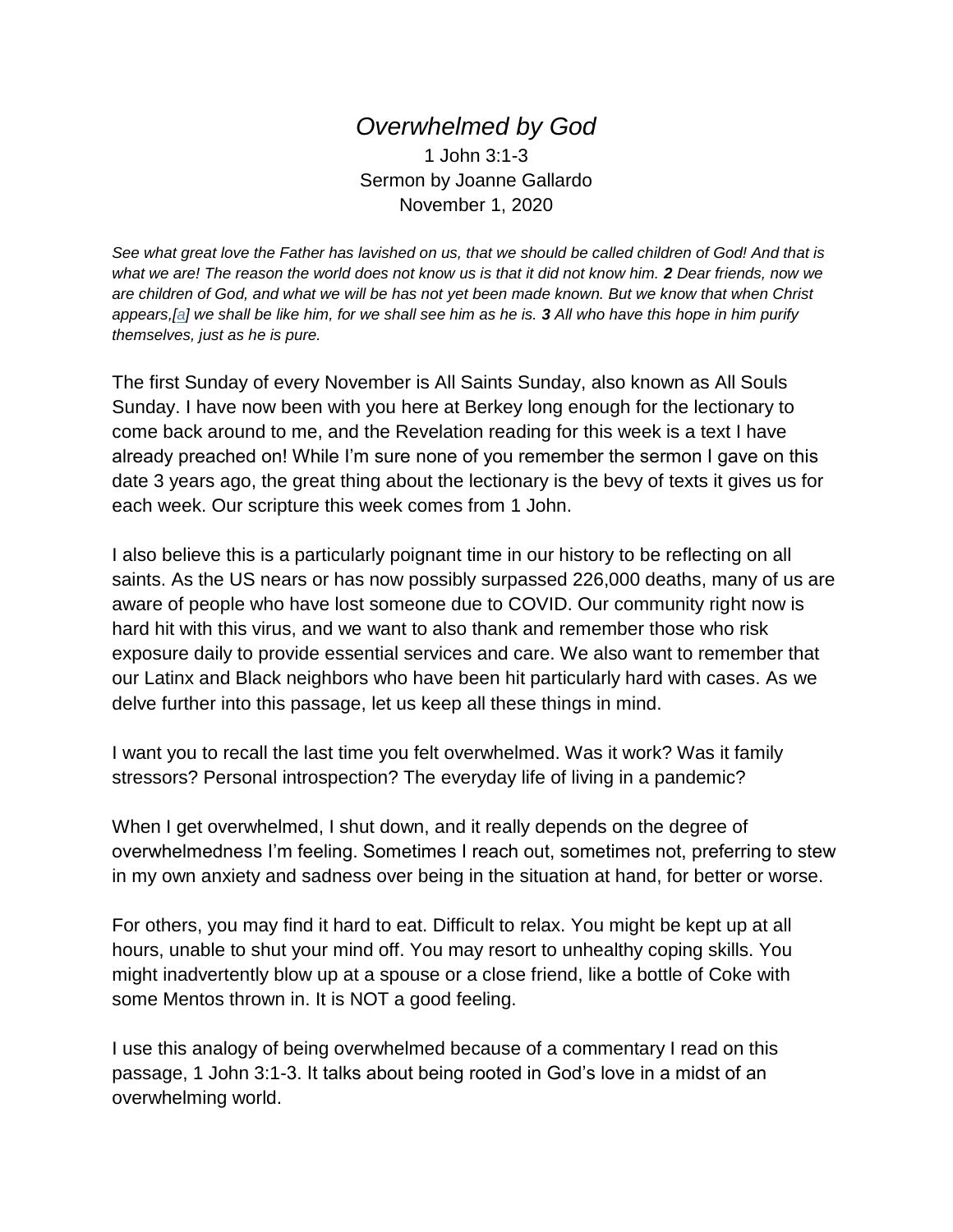# *Overwhelmed by God*

1 John 3:1-3
Sermon by Joanne Gallardo
November 1, 2020

*See what great love the Father has lavished on us, that we should be called children of God! And that is what we are! The reason the world does not know us is that it did not know him.* ***2*** *Dear friends, now we are children of God, and what we will be has not yet been made known. But we know that when Christ appears,[a] we shall be like him, for we shall see him as he is.* ***3*** *All who have this hope in him purify themselves, just as he is pure.*

The first Sunday of every November is All Saints Sunday, also known as All Souls Sunday. I have now been with you here at Berkey long enough for the lectionary to come back around to me, and the Revelation reading for this week is a text I have already preached on! While I'm sure none of you remember the sermon I gave on this date 3 years ago, the great thing about the lectionary is the bevy of texts it gives us for each week. Our scripture this week comes from 1 John.

I also believe this is a particularly poignant time in our history to be reflecting on all saints. As the US nears or has now possibly surpassed 226,000 deaths, many of us are aware of people who have lost someone due to COVID. Our community right now is hard hit with this virus, and we want to also thank and remember those who risk exposure daily to provide essential services and care. We also want to remember that our Latinx and Black neighbors who have been hit particularly hard with cases. As we delve further into this passage, let us keep all these things in mind.

I want you to recall the last time you felt overwhelmed. Was it work? Was it family stressors? Personal introspection? The everyday life of living in a pandemic?

When I get overwhelmed, I shut down, and it really depends on the degree of overwhelmedness I'm feeling. Sometimes I reach out, sometimes not, preferring to stew in my own anxiety and sadness over being in the situation at hand, for better or worse.

For others, you may find it hard to eat. Difficult to relax. You might be kept up at all hours, unable to shut your mind off. You may resort to unhealthy coping skills. You might inadvertently blow up at a spouse or a close friend, like a bottle of Coke with some Mentos thrown in. It is NOT a good feeling.

I use this analogy of being overwhelmed because of a commentary I read on this passage, 1 John 3:1-3. It talks about being rooted in God's love in a midst of an overwhelming world.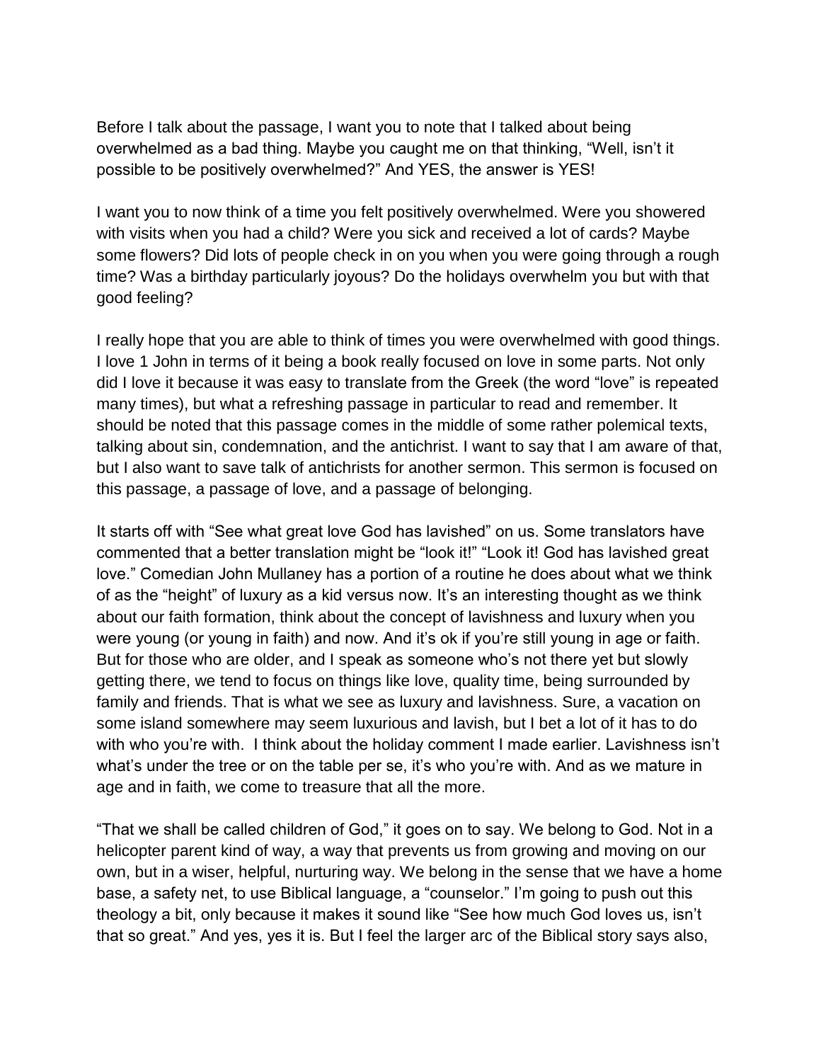Before I talk about the passage, I want you to note that I talked about being overwhelmed as a bad thing. Maybe you caught me on that thinking, "Well, isn't it possible to be positively overwhelmed?" And YES, the answer is YES!

I want you to now think of a time you felt positively overwhelmed. Were you showered with visits when you had a child? Were you sick and received a lot of cards? Maybe some flowers? Did lots of people check in on you when you were going through a rough time? Was a birthday particularly joyous? Do the holidays overwhelm you but with that good feeling?

I really hope that you are able to think of times you were overwhelmed with good things. I love 1 John in terms of it being a book really focused on love in some parts. Not only did I love it because it was easy to translate from the Greek (the word "love" is repeated many times), but what a refreshing passage in particular to read and remember. It should be noted that this passage comes in the middle of some rather polemical texts, talking about sin, condemnation, and the antichrist. I want to say that I am aware of that, but I also want to save talk of antichrists for another sermon. This sermon is focused on this passage, a passage of love, and a passage of belonging.

It starts off with "See what great love God has lavished" on us. Some translators have commented that a better translation might be "look it!" "Look it! God has lavished great love." Comedian John Mullaney has a portion of a routine he does about what we think of as the "height" of luxury as a kid versus now. It's an interesting thought as we think about our faith formation, think about the concept of lavishness and luxury when you were young (or young in faith) and now. And it's ok if you're still young in age or faith. But for those who are older, and I speak as someone who's not there yet but slowly getting there, we tend to focus on things like love, quality time, being surrounded by family and friends. That is what we see as luxury and lavishness. Sure, a vacation on some island somewhere may seem luxurious and lavish, but I bet a lot of it has to do with who you're with. I think about the holiday comment I made earlier. Lavishness isn't what's under the tree or on the table per se, it's who you're with. And as we mature in age and in faith, we come to treasure that all the more.

"That we shall be called children of God," it goes on to say. We belong to God. Not in a helicopter parent kind of way, a way that prevents us from growing and moving on our own, but in a wiser, helpful, nurturing way. We belong in the sense that we have a home base, a safety net, to use Biblical language, a "counselor." I'm going to push out this theology a bit, only because it makes it sound like "See how much God loves us, isn't that so great." And yes, yes it is. But I feel the larger arc of the Biblical story says also,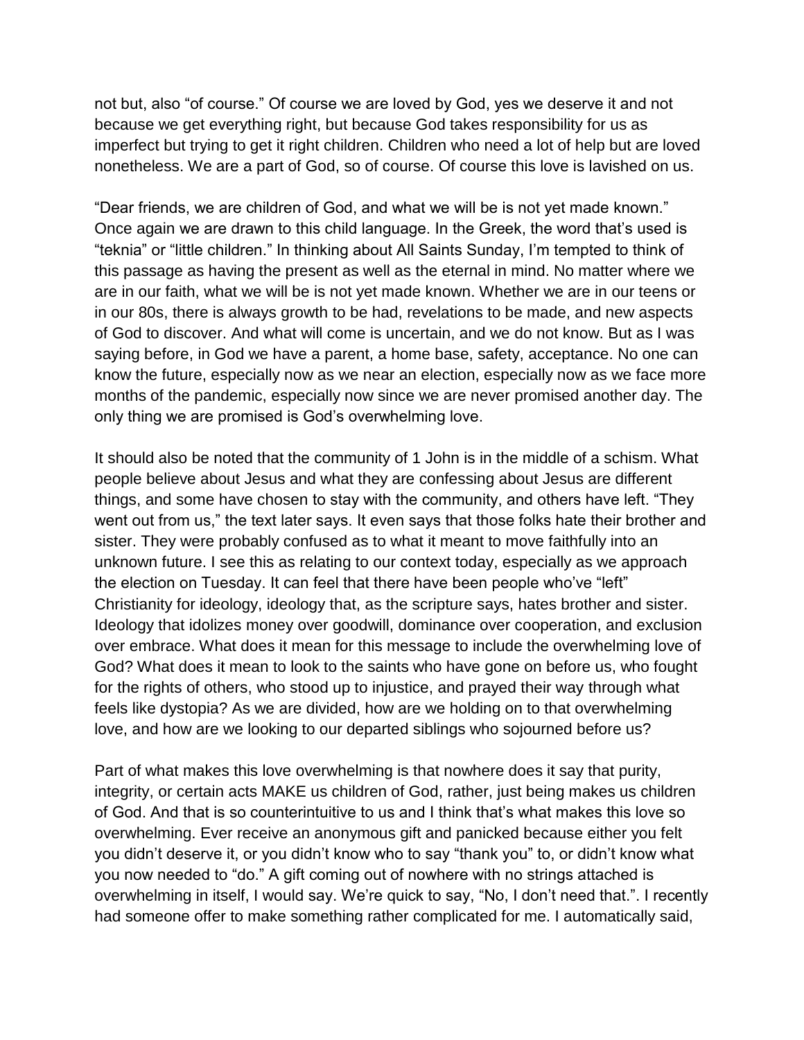not but, also "of course." Of course we are loved by God, yes we deserve it and not because we get everything right, but because God takes responsibility for us as imperfect but trying to get it right children. Children who need a lot of help but are loved nonetheless. We are a part of God, so of course. Of course this love is lavished on us.

"Dear friends, we are children of God, and what we will be is not yet made known." Once again we are drawn to this child language. In the Greek, the word that's used is "teknia" or "little children." In thinking about All Saints Sunday, I'm tempted to think of this passage as having the present as well as the eternal in mind. No matter where we are in our faith, what we will be is not yet made known. Whether we are in our teens or in our 80s, there is always growth to be had, revelations to be made, and new aspects of God to discover. And what will come is uncertain, and we do not know. But as I was saying before, in God we have a parent, a home base, safety, acceptance. No one can know the future, especially now as we near an election, especially now as we face more months of the pandemic, especially now since we are never promised another day. The only thing we are promised is God's overwhelming love.

It should also be noted that the community of 1 John is in the middle of a schism. What people believe about Jesus and what they are confessing about Jesus are different things, and some have chosen to stay with the community, and others have left. "They went out from us," the text later says. It even says that those folks hate their brother and sister. They were probably confused as to what it meant to move faithfully into an unknown future. I see this as relating to our context today, especially as we approach the election on Tuesday. It can feel that there have been people who've "left" Christianity for ideology, ideology that, as the scripture says, hates brother and sister. Ideology that idolizes money over goodwill, dominance over cooperation, and exclusion over embrace. What does it mean for this message to include the overwhelming love of God? What does it mean to look to the saints who have gone on before us, who fought for the rights of others, who stood up to injustice, and prayed their way through what feels like dystopia? As we are divided, how are we holding on to that overwhelming love, and how are we looking to our departed siblings who sojourned before us?

Part of what makes this love overwhelming is that nowhere does it say that purity, integrity, or certain acts MAKE us children of God, rather, just being makes us children of God. And that is so counterintuitive to us and I think that's what makes this love so overwhelming. Ever receive an anonymous gift and panicked because either you felt you didn't deserve it, or you didn't know who to say "thank you" to, or didn't know what you now needed to "do." A gift coming out of nowhere with no strings attached is overwhelming in itself, I would say. We're quick to say, "No, I don't need that.". I recently had someone offer to make something rather complicated for me. I automatically said,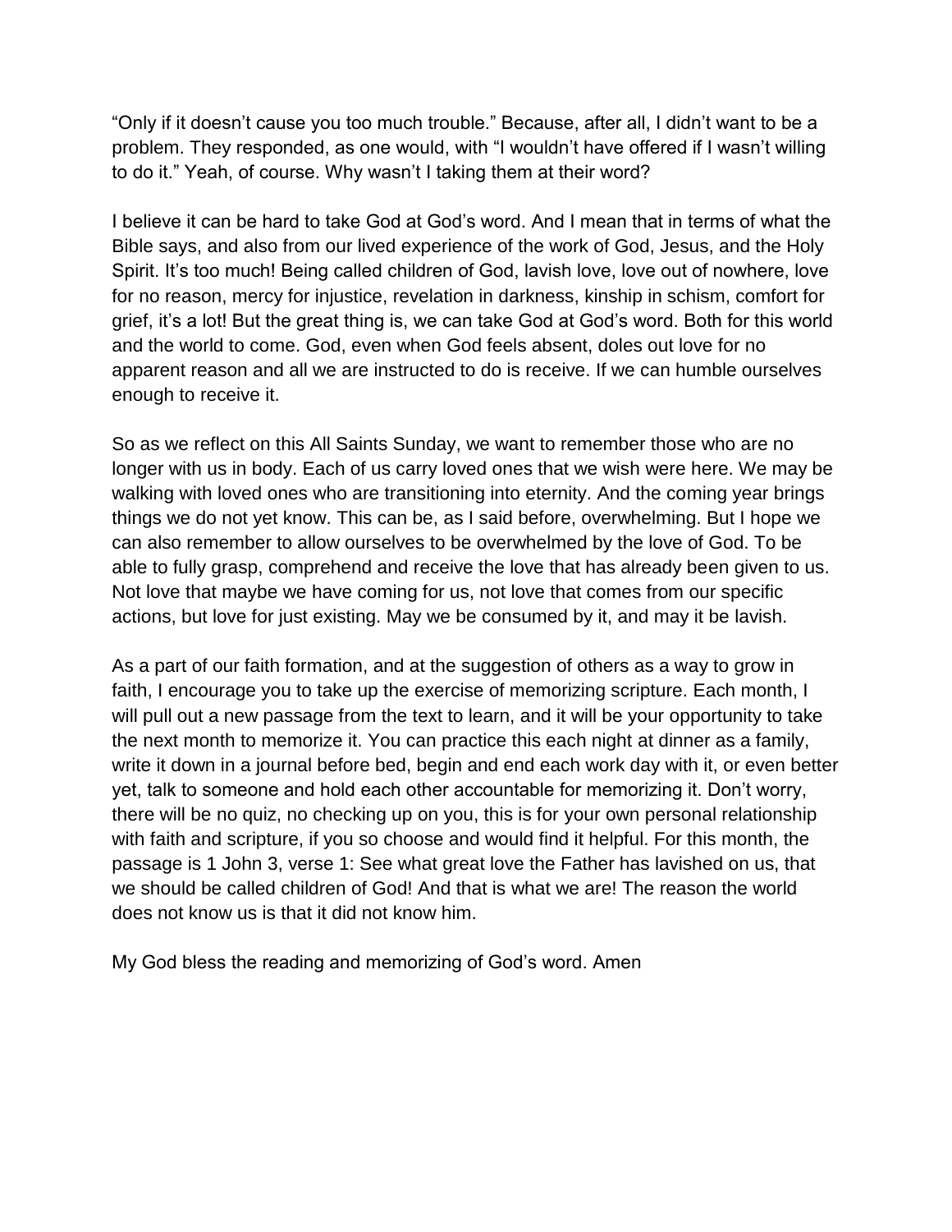"Only if it doesn't cause you too much trouble." Because, after all, I didn't want to be a problem. They responded, as one would, with "I wouldn't have offered if I wasn't willing to do it." Yeah, of course. Why wasn't I taking them at their word?

I believe it can be hard to take God at God's word. And I mean that in terms of what the Bible says, and also from our lived experience of the work of God, Jesus, and the Holy Spirit. It's too much! Being called children of God, lavish love, love out of nowhere, love for no reason, mercy for injustice, revelation in darkness, kinship in schism, comfort for grief, it's a lot! But the great thing is, we can take God at God's word. Both for this world and the world to come. God, even when God feels absent, doles out love for no apparent reason and all we are instructed to do is receive. If we can humble ourselves enough to receive it.

So as we reflect on this All Saints Sunday, we want to remember those who are no longer with us in body. Each of us carry loved ones that we wish were here. We may be walking with loved ones who are transitioning into eternity. And the coming year brings things we do not yet know. This can be, as I said before, overwhelming. But I hope we can also remember to allow ourselves to be overwhelmed by the love of God. To be able to fully grasp, comprehend and receive the love that has already been given to us. Not love that maybe we have coming for us, not love that comes from our specific actions, but love for just existing. May we be consumed by it, and may it be lavish.

As a part of our faith formation, and at the suggestion of others as a way to grow in faith, I encourage you to take up the exercise of memorizing scripture. Each month, I will pull out a new passage from the text to learn, and it will be your opportunity to take the next month to memorize it. You can practice this each night at dinner as a family, write it down in a journal before bed, begin and end each work day with it, or even better yet, talk to someone and hold each other accountable for memorizing it. Don't worry, there will be no quiz, no checking up on you, this is for your own personal relationship with faith and scripture, if you so choose and would find it helpful. For this month, the passage is 1 John 3, verse 1: See what great love the Father has lavished on us, that we should be called children of God! And that is what we are! The reason the world does not know us is that it did not know him.

My God bless the reading and memorizing of God's word. Amen